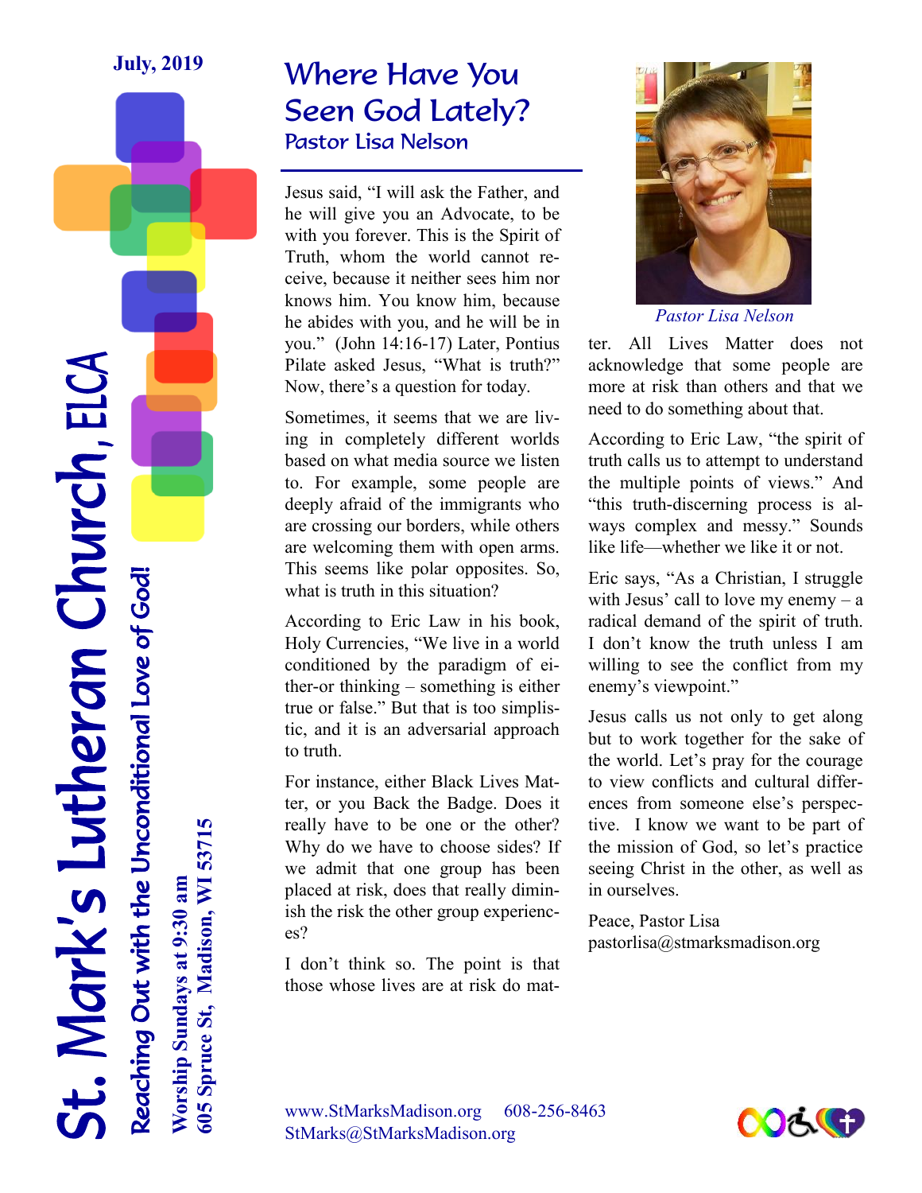July, 2019

# St. Mark's Lutheran Church, ELCA

*Reaching Out with the Unconditional Love of God!*

**Worship Sundays at 9:30 am**
**605 Spruce St, Madison, WI 53715**

## Where Have You Seen God Lately?

### Pastor Lisa Nelson

Jesus said, "I will ask the Father, and he will give you an Advocate, to be with you forever. This is the Spirit of Truth, whom the world cannot receive, because it neither sees him nor knows him. You know him, because he abides with you, and he will be in you." (John 14:16-17) Later, Pontius Pilate asked Jesus, "What is truth?" Now, there's a question for today.

Sometimes, it seems that we are living in completely different worlds based on what media source we listen to. For example, some people are deeply afraid of the immigrants who are crossing our borders, while others are welcoming them with open arms. This seems like polar opposites. So, what is truth in this situation?

According to Eric Law in his book, Holy Currencies, "We live in a world conditioned by the paradigm of either-or thinking – something is either true or false." But that is too simplistic, and it is an adversarial approach to truth.

For instance, either Black Lives Matter, or you Back the Badge. Does it really have to be one or the other? Why do we have to choose sides? If we admit that one group has been placed at risk, does that really diminish the risk the other group experiences?

I don't think so. The point is that those whose lives are at risk do matter. All Lives Matter does not acknowledge that some people are more at risk than others and that we need to do something about that.

*Pastor Lisa Nelson*

According to Eric Law, "the spirit of truth calls us to attempt to understand the multiple points of views." And "this truth-discerning process is always complex and messy." Sounds like life—whether we like it or not.

Eric says, "As a Christian, I struggle with Jesus' call to love my enemy – a radical demand of the spirit of truth. I don't know the truth unless I am willing to see the conflict from my enemy's viewpoint."

Jesus calls us not only to get along but to work together for the sake of the world. Let's pray for the courage to view conflicts and cultural differences from someone else's perspective. I know we want to be part of the mission of God, so let's practice seeing Christ in the other, as well as in ourselves.

Peace, Pastor Lisa
pastorlisa@stmarksmadison.org

www.StMarksMadison.org 608-256-8463
StMarks@StMarksMadison.org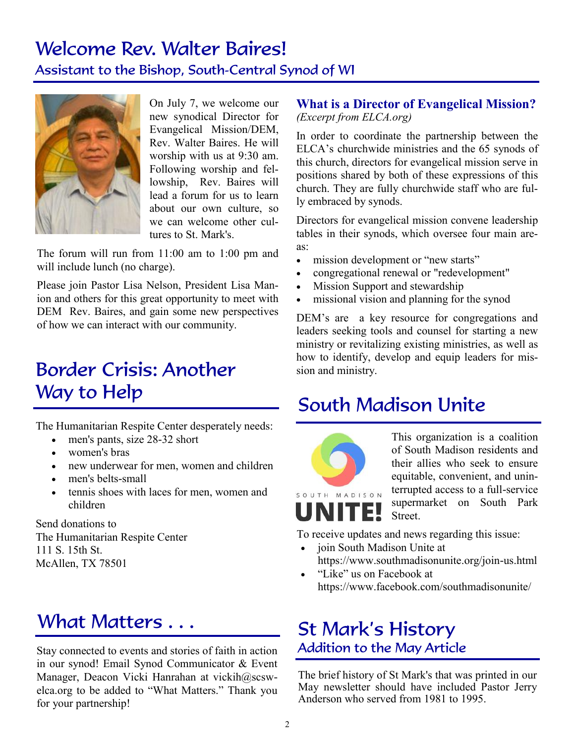# Welcome Rev. Walter Baires!

## Assistant to the Bishop, South-Central Synod of WI

On July 7, we welcome our new synodical Director for Evangelical Mission/DEM, Rev. Walter Baires. He will worship with us at 9:30 am. Following worship and fellowship, Rev. Baires will lead a forum for us to learn about our own culture, so we can welcome other cultures to St. Mark's.

The forum will run from 11:00 am to 1:00 pm and will include lunch (no charge).

Please join Pastor Lisa Nelson, President Lisa Manion and others for this great opportunity to meet with DEM Rev. Baires, and gain some new perspectives of how we can interact with our community.

### What is a Director of Evangelical Mission?

*(Excerpt from ELCA.org)*

In order to coordinate the partnership between the ELCA's churchwide ministries and the 65 synods of this church, directors for evangelical mission serve in positions shared by both of these expressions of this church. They are fully churchwide staff who are fully embraced by synods.

Directors for evangelical mission convene leadership tables in their synods, which oversee four main areas:

- mission development or "new starts"
- congregational renewal or "redevelopment"
- Mission Support and stewardship
- missional vision and planning for the synod

DEM's are a key resource for congregations and leaders seeking tools and counsel for starting a new ministry or revitalizing existing ministries, as well as how to identify, develop and equip leaders for mission and ministry.

# Border Crisis: Another Way to Help

The Humanitarian Respite Center desperately needs:

- men's pants, size 28-32 short
- women's bras
- new underwear for men, women and children
- men's belts-small
- tennis shoes with laces for men, women and children

Send donations to
The Humanitarian Respite Center
111 S. 15th St.
McAllen, TX 78501

# South Madison Unite

This organization is a coalition of South Madison residents and their allies who seek to ensure equitable, convenient, and uninterrupted access to a full-service supermarket on South Park Street.

To receive updates and news regarding this issue:

- join South Madison Unite at https://www.southmadisonunite.org/join-us.html
- "Like" us on Facebook at https://www.facebook.com/southmadisonunite/

# What Matters . . .

Stay connected to events and stories of faith in action in our synod! Email Synod Communicator & Event Manager, Deacon Vicki Hanrahan at vickih@scsw-elca.org to be added to "What Matters." Thank you for your partnership!

# St Mark's History

## Addition to the May Article

The brief history of St Mark's that was printed in our May newsletter should have included Pastor Jerry Anderson who served from 1981 to 1995.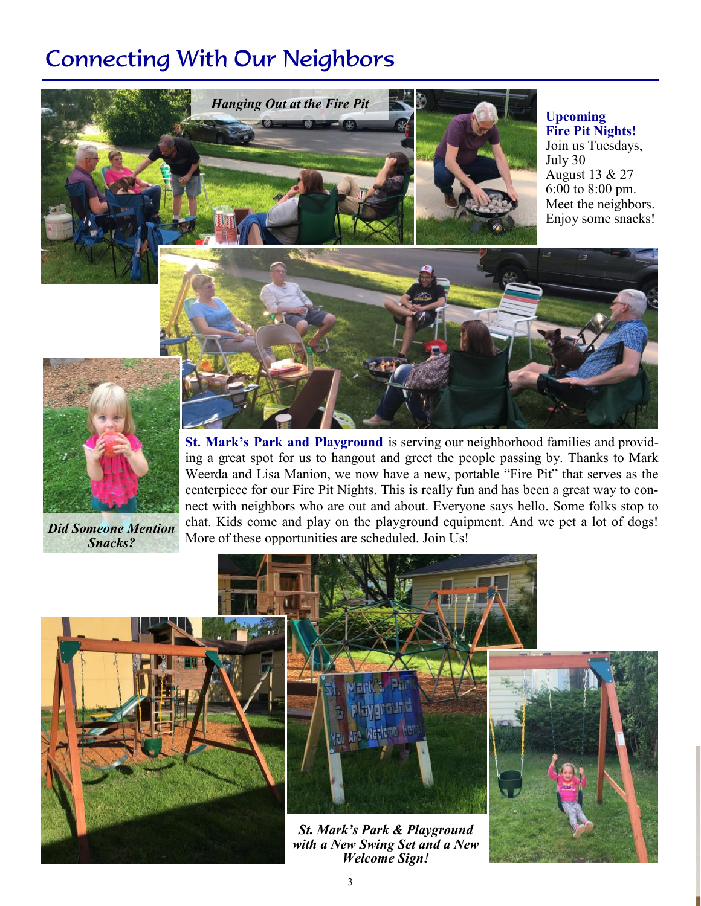# Connecting With Our Neighbors

*Hanging Out at the Fire Pit*

**Upcoming Fire Pit Nights!**
Join us Tuesdays,
July 30
August 13 & 27
6:00 to 8:00 pm.
Meet the neighbors.
Enjoy some snacks!

***Did Someone Mention Snacks?***

**St. Mark's Park and Playground** is serving our neighborhood families and providing a great spot for us to hangout and greet the people passing by. Thanks to Mark Weerda and Lisa Manion, we now have a new, portable "Fire Pit" that serves as the centerpiece for our Fire Pit Nights. This is really fun and has been a great way to connect with neighbors who are out and about. Everyone says hello. Some folks stop to chat. Kids come and play on the playground equipment. And we pet a lot of dogs! More of these opportunities are scheduled. Join Us!

***St. Mark's Park & Playground with a New Swing Set and a New Welcome Sign!***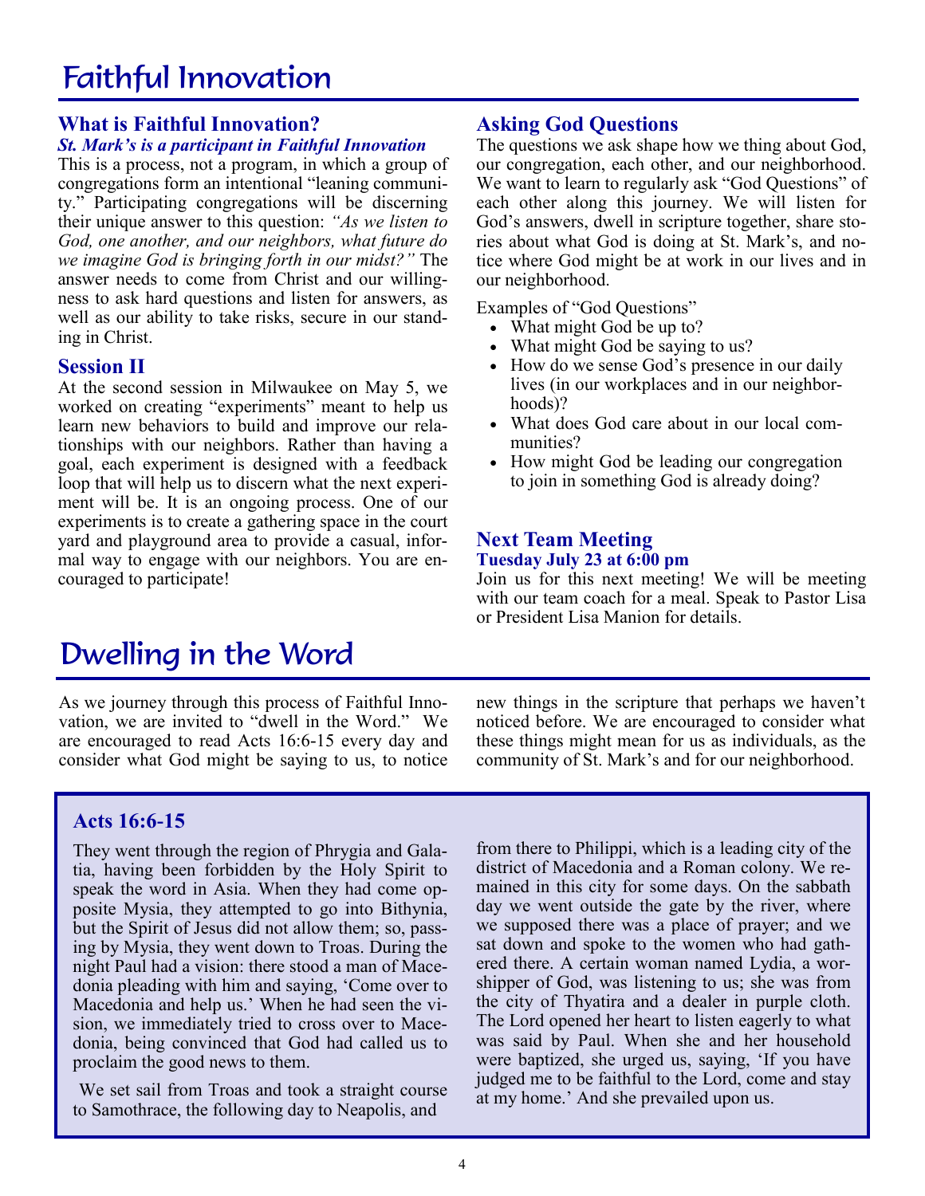# Faithful Innovation

## What is Faithful Innovation?

### *St. Mark's is a participant in Faithful Innovation*

This is a process, not a program, in which a group of congregations form an intentional "leaning community." Participating congregations will be discerning their unique answer to this question: *"As we listen to God, one another, and our neighbors, what future do we imagine God is bringing forth in our midst?"* The answer needs to come from Christ and our willingness to ask hard questions and listen for answers, as well as our ability to take risks, secure in our standing in Christ.

## Session II

At the second session in Milwaukee on May 5, we worked on creating "experiments" meant to help us learn new behaviors to build and improve our relationships with our neighbors. Rather than having a goal, each experiment is designed with a feedback loop that will help us to discern what the next experiment will be. It is an ongoing process. One of our experiments is to create a gathering space in the court yard and playground area to provide a casual, informal way to engage with our neighbors. You are encouraged to participate!

## Asking God Questions

The questions we ask shape how we thing about God, our congregation, each other, and our neighborhood. We want to learn to regularly ask "God Questions" of each other along this journey. We will listen for God's answers, dwell in scripture together, share stories about what God is doing at St. Mark's, and notice where God might be at work in our lives and in our neighborhood.

Examples of "God Questions"

- What might God be up to?
- What might God be saying to us?
- How do we sense God's presence in our daily lives (in our workplaces and in our neighborhoods)?
- What does God care about in our local communities?
- How might God be leading our congregation to join in something God is already doing?

## Next Team Meeting

**Tuesday July 23 at 6:00 pm**

Join us for this next meeting! We will be meeting with our team coach for a meal. Speak to Pastor Lisa or President Lisa Manion for details.

# Dwelling in the Word

As we journey through this process of Faithful Innovation, we are invited to "dwell in the Word." We are encouraged to read Acts 16:6-15 every day and consider what God might be saying to us, to notice new things in the scripture that perhaps we haven't noticed before. We are encouraged to consider what these things might mean for us as individuals, as the community of St. Mark's and for our neighborhood.

## Acts 16:6-15

They went through the region of Phrygia and Galatia, having been forbidden by the Holy Spirit to speak the word in Asia. When they had come opposite Mysia, they attempted to go into Bithynia, but the Spirit of Jesus did not allow them; so, passing by Mysia, they went down to Troas. During the night Paul had a vision: there stood a man of Macedonia pleading with him and saying, 'Come over to Macedonia and help us.' When he had seen the vision, we immediately tried to cross over to Macedonia, being convinced that God had called us to proclaim the good news to them.

We set sail from Troas and took a straight course to Samothrace, the following day to Neapolis, and from there to Philippi, which is a leading city of the district of Macedonia and a Roman colony. We remained in this city for some days. On the sabbath day we went outside the gate by the river, where we supposed there was a place of prayer; and we sat down and spoke to the women who had gathered there. A certain woman named Lydia, a worshipper of God, was listening to us; she was from the city of Thyatira and a dealer in purple cloth. The Lord opened her heart to listen eagerly to what was said by Paul. When she and her household were baptized, she urged us, saying, 'If you have judged me to be faithful to the Lord, come and stay at my home.' And she prevailed upon us.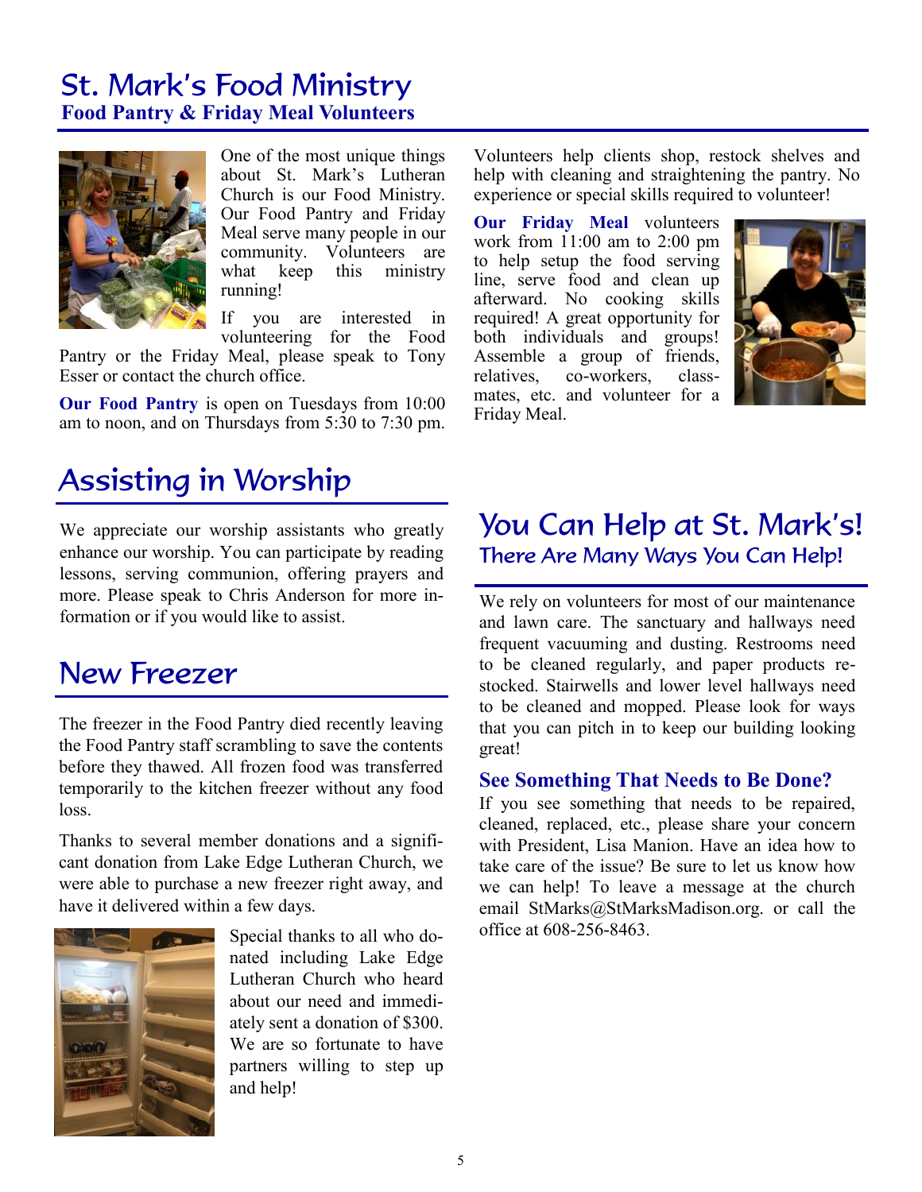# St. Mark's Food Ministry

## Food Pantry & Friday Meal Volunteers

One of the most unique things about St. Mark's Lutheran Church is our Food Ministry. Our Food Pantry and Friday Meal serve many people in our community. Volunteers are what keep this ministry running!

If you are interested in volunteering for the Food Pantry or the Friday Meal, please speak to Tony Esser or contact the church office.

**Our Food Pantry** is open on Tuesdays from 10:00 am to noon, and on Thursdays from 5:30 to 7:30 pm. Volunteers help clients shop, restock shelves and help with cleaning and straightening the pantry. No experience or special skills required to volunteer!

**Our Friday Meal** volunteers work from 11:00 am to 2:00 pm to help setup the food serving line, serve food and clean up afterward. No cooking skills required! A great opportunity for both individuals and groups! Assemble a group of friends, relatives, co-workers, class-mates, etc. and volunteer for a Friday Meal.

# Assisting in Worship

We appreciate our worship assistants who greatly enhance our worship. You can participate by reading lessons, serving communion, offering prayers and more. Please speak to Chris Anderson for more information or if you would like to assist.

# New Freezer

The freezer in the Food Pantry died recently leaving the Food Pantry staff scrambling to save the contents before they thawed. All frozen food was transferred temporarily to the kitchen freezer without any food loss.

Thanks to several member donations and a significant donation from Lake Edge Lutheran Church, we were able to purchase a new freezer right away, and have it delivered within a few days.

Special thanks to all who donated including Lake Edge Lutheran Church who heard about our need and immediately sent a donation of $300. We are so fortunate to have partners willing to step up and help!

# You Can Help at St. Mark's!

## There Are Many Ways You Can Help!

We rely on volunteers for most of our maintenance and lawn care. The sanctuary and hallways need frequent vacuuming and dusting. Restrooms need to be cleaned regularly, and paper products re-stocked. Stairwells and lower level hallways need to be cleaned and mopped. Please look for ways that you can pitch in to keep our building looking great!

### See Something That Needs to Be Done?

If you see something that needs to be repaired, cleaned, replaced, etc., please share your concern with President, Lisa Manion. Have an idea how to take care of the issue? Be sure to let us know how we can help! To leave a message at the church email StMarks@StMarksMadison.org. or call the office at 608-256-8463.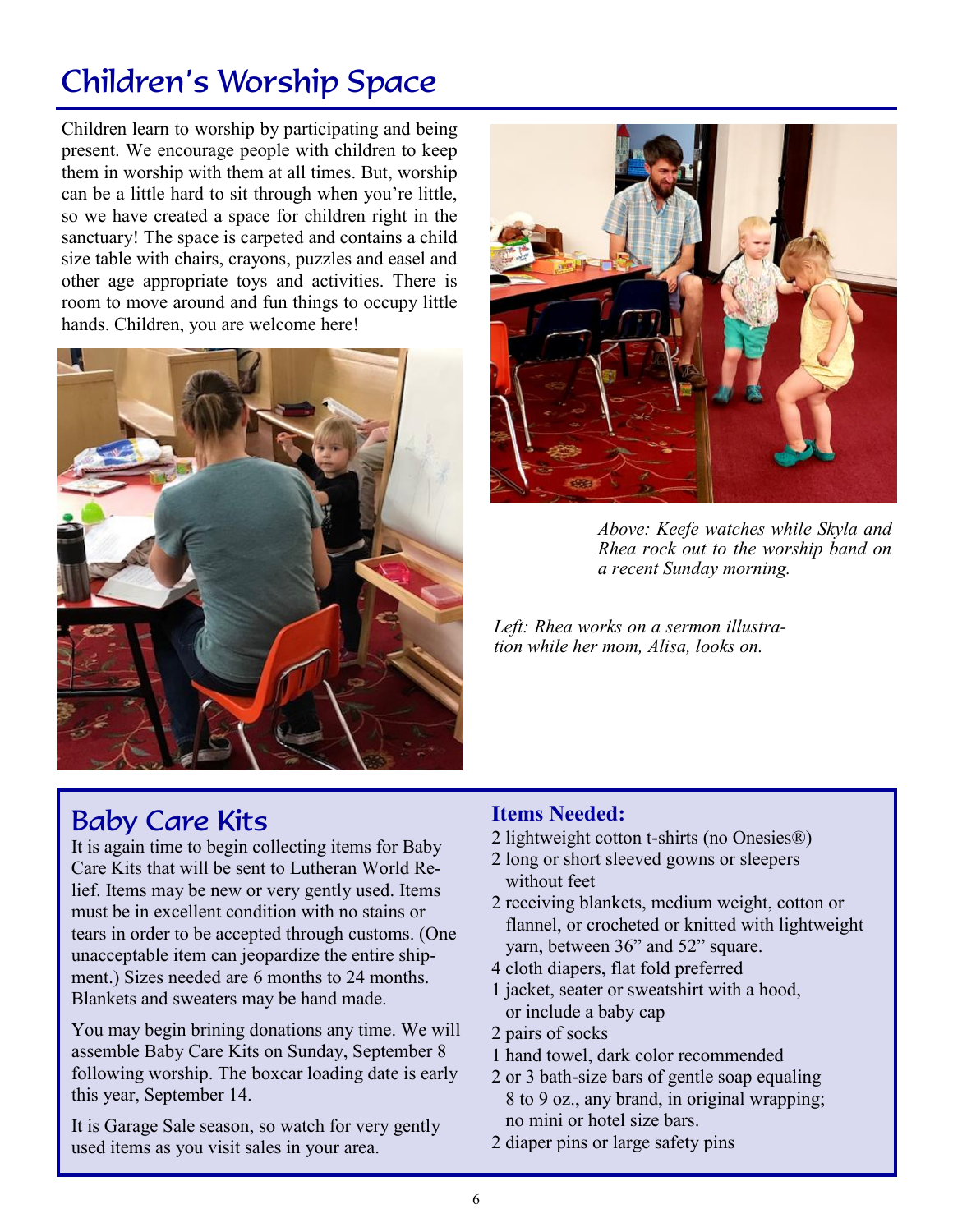# Children's Worship Space

Children learn to worship by participating and being present. We encourage people with children to keep them in worship with them at all times. But, worship can be a little hard to sit through when you're little, so we have created a space for children right in the sanctuary! The space is carpeted and contains a child size table with chairs, crayons, puzzles and easel and other age appropriate toys and activities. There is room to move around and fun things to occupy little hands. Children, you are welcome here!

*Above: Keefe watches while Skyla and Rhea rock out to the worship band on a recent Sunday morning.*

*Left: Rhea works on a sermon illustration while her mom, Alisa, looks on.*

## Baby Care Kits

It is again time to begin collecting items for Baby Care Kits that will be sent to Lutheran World Relief. Items may be new or very gently used. Items must be in excellent condition with no stains or tears in order to be accepted through customs. (One unacceptable item can jeopardize the entire shipment.) Sizes needed are 6 months to 24 months. Blankets and sweaters may be hand made.

You may begin brining donations any time. We will assemble Baby Care Kits on Sunday, September 8 following worship. The boxcar loading date is early this year, September 14.

It is Garage Sale season, so watch for very gently used items as you visit sales in your area.

### Items Needed:

- 2 lightweight cotton t-shirts (no Onesies®)
- 2 long or short sleeved gowns or sleepers without feet
- 2 receiving blankets, medium weight, cotton or flannel, or crocheted or knitted with lightweight yarn, between 36" and 52" square.
- 4 cloth diapers, flat fold preferred
- 1 jacket, seater or sweatshirt with a hood, or include a baby cap
- 2 pairs of socks
- 1 hand towel, dark color recommended
- 2 or 3 bath-size bars of gentle soap equaling 8 to 9 oz., any brand, in original wrapping; no mini or hotel size bars.
- 2 diaper pins or large safety pins